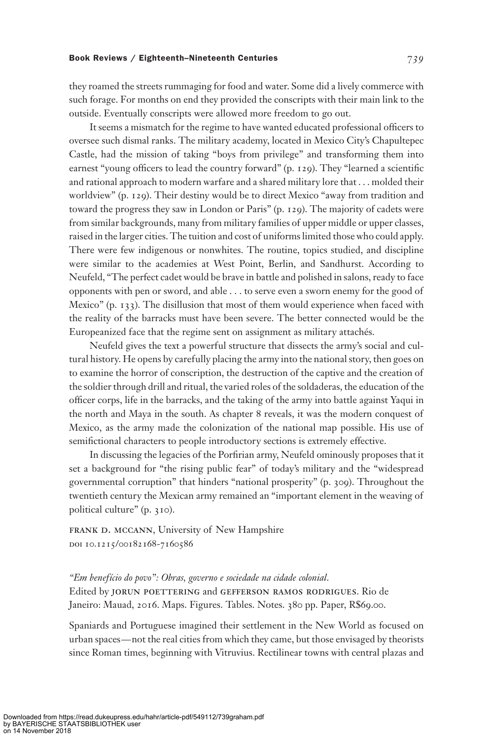they roamed the streets rummaging for food and water. Some did a lively commerce with such forage. For months on end they provided the conscripts with their main link to the outside. Eventually conscripts were allowed more freedom to go out.

It seems a mismatch for the regime to have wanted educated professional officers to oversee such dismal ranks. The military academy, located in Mexico City's Chapultepec Castle, had the mission of taking "boys from privilege" and transforming them into earnest "young officers to lead the country forward" (p. 129). They "learned a scientific and rational approach to modern warfare and a shared military lore that . . . molded their worldview" (p. 129). Their destiny would be to direct Mexico "away from tradition and toward the progress they saw in London or Paris" (p. 129). The majority of cadets were from similar backgrounds, many from military families of upper middle or upper classes, raised in the larger cities. The tuition and cost of uniforms limited those who could apply. There were few indigenous or nonwhites. The routine, topics studied, and discipline were similar to the academies at West Point, Berlin, and Sandhurst. According to Neufeld, "The perfect cadet would be brave in battle and polished in salons, ready to face opponents with pen or sword, and able . . . to serve even a sworn enemy for the good of Mexico" (p. 133). The disillusion that most of them would experience when faced with the reality of the barracks must have been severe. The better connected would be the Europeanized face that the regime sent on assignment as military attachés.

Neufeld gives the text a powerful structure that dissects the army's social and cultural history. He opens by carefully placing the army into the national story, then goes on to examine the horror of conscription, the destruction of the captive and the creation of the soldier through drill and ritual, the varied roles of the soldaderas, the education of the officer corps, life in the barracks, and the taking of the army into battle against Yaqui in the north and Maya in the south. As chapter 8 reveals, it was the modern conquest of Mexico, as the army made the colonization of the national map possible. His use of semifictional characters to people introductory sections is extremely effective.

In discussing the legacies of the Porfirian army, Neufeld ominously proposes that it set a background for "the rising public fear" of today's military and the "widespread governmental corruption" that hinders "national prosperity" (p. 309). Throughout the twentieth century the Mexican army remained an "important element in the weaving of political culture" (p. 310).

FRANK D. MCCANN, University of New Hampshire
DOI 10.1215/00182168-7160586

*"Em benefício do povo": Obras, governo e sociedade na cidade colonial*. Edited by JORUN POETTERING and GEFFERSON RAMOS RODRIGUES. Rio de Janeiro: Mauad, 2016. Maps. Figures. Tables. Notes. 380 pp. Paper, R$69.00.

Spaniards and Portuguese imagined their settlement in the New World as focused on urban spaces—not the real cities from which they came, but those envisaged by theorists since Roman times, beginning with Vitruvius. Rectilinear towns with central plazas and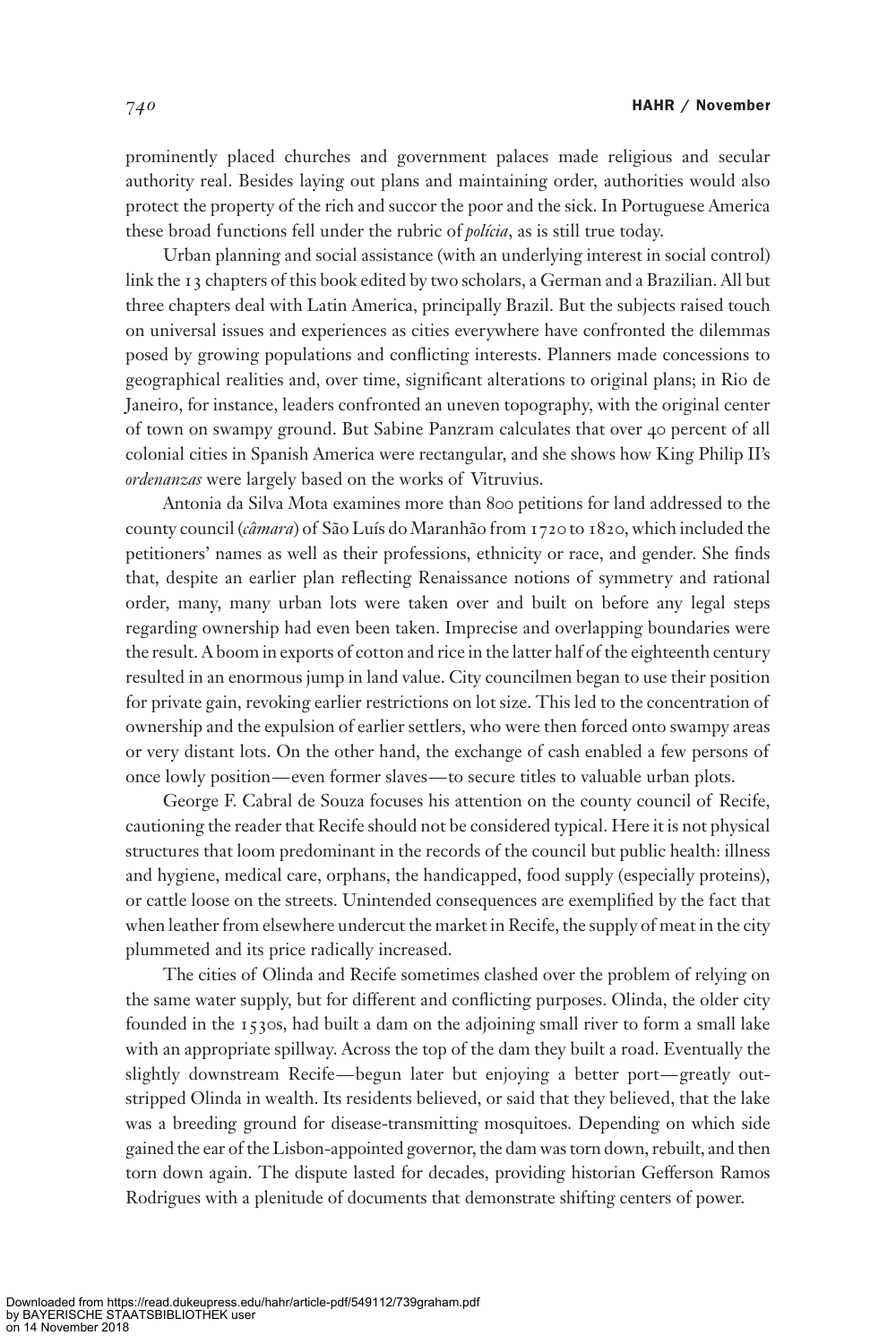prominently placed churches and government palaces made religious and secular authority real. Besides laying out plans and maintaining order, authorities would also protect the property of the rich and succor the poor and the sick. In Portuguese America these broad functions fell under the rubric of *polícia*, as is still true today.

Urban planning and social assistance (with an underlying interest in social control) link the 13 chapters of this book edited by two scholars, a German and a Brazilian. All but three chapters deal with Latin America, principally Brazil. But the subjects raised touch on universal issues and experiences as cities everywhere have confronted the dilemmas posed by growing populations and conflicting interests. Planners made concessions to geographical realities and, over time, significant alterations to original plans; in Rio de Janeiro, for instance, leaders confronted an uneven topography, with the original center of town on swampy ground. But Sabine Panzram calculates that over 40 percent of all colonial cities in Spanish America were rectangular, and she shows how King Philip II's *ordenanzas* were largely based on the works of Vitruvius.

Antonia da Silva Mota examines more than 800 petitions for land addressed to the county council (*câmara*) of São Luís do Maranhão from 1720 to 1820, which included the petitioners' names as well as their professions, ethnicity or race, and gender. She finds that, despite an earlier plan reflecting Renaissance notions of symmetry and rational order, many, many urban lots were taken over and built on before any legal steps regarding ownership had even been taken. Imprecise and overlapping boundaries were the result. A boom in exports of cotton and rice in the latter half of the eighteenth century resulted in an enormous jump in land value. City councilmen began to use their position for private gain, revoking earlier restrictions on lot size. This led to the concentration of ownership and the expulsion of earlier settlers, who were then forced onto swampy areas or very distant lots. On the other hand, the exchange of cash enabled a few persons of once lowly position—even former slaves—to secure titles to valuable urban plots.

George F. Cabral de Souza focuses his attention on the county council of Recife, cautioning the reader that Recife should not be considered typical. Here it is not physical structures that loom predominant in the records of the council but public health: illness and hygiene, medical care, orphans, the handicapped, food supply (especially proteins), or cattle loose on the streets. Unintended consequences are exemplified by the fact that when leather from elsewhere undercut the market in Recife, the supply of meat in the city plummeted and its price radically increased.

The cities of Olinda and Recife sometimes clashed over the problem of relying on the same water supply, but for different and conflicting purposes. Olinda, the older city founded in the 1530s, had built a dam on the adjoining small river to form a small lake with an appropriate spillway. Across the top of the dam they built a road. Eventually the slightly downstream Recife—begun later but enjoying a better port—greatly outstripped Olinda in wealth. Its residents believed, or said that they believed, that the lake was a breeding ground for disease-transmitting mosquitoes. Depending on which side gained the ear of the Lisbon-appointed governor, the dam was torn down, rebuilt, and then torn down again. The dispute lasted for decades, providing historian Gefferson Ramos Rodrigues with a plenitude of documents that demonstrate shifting centers of power.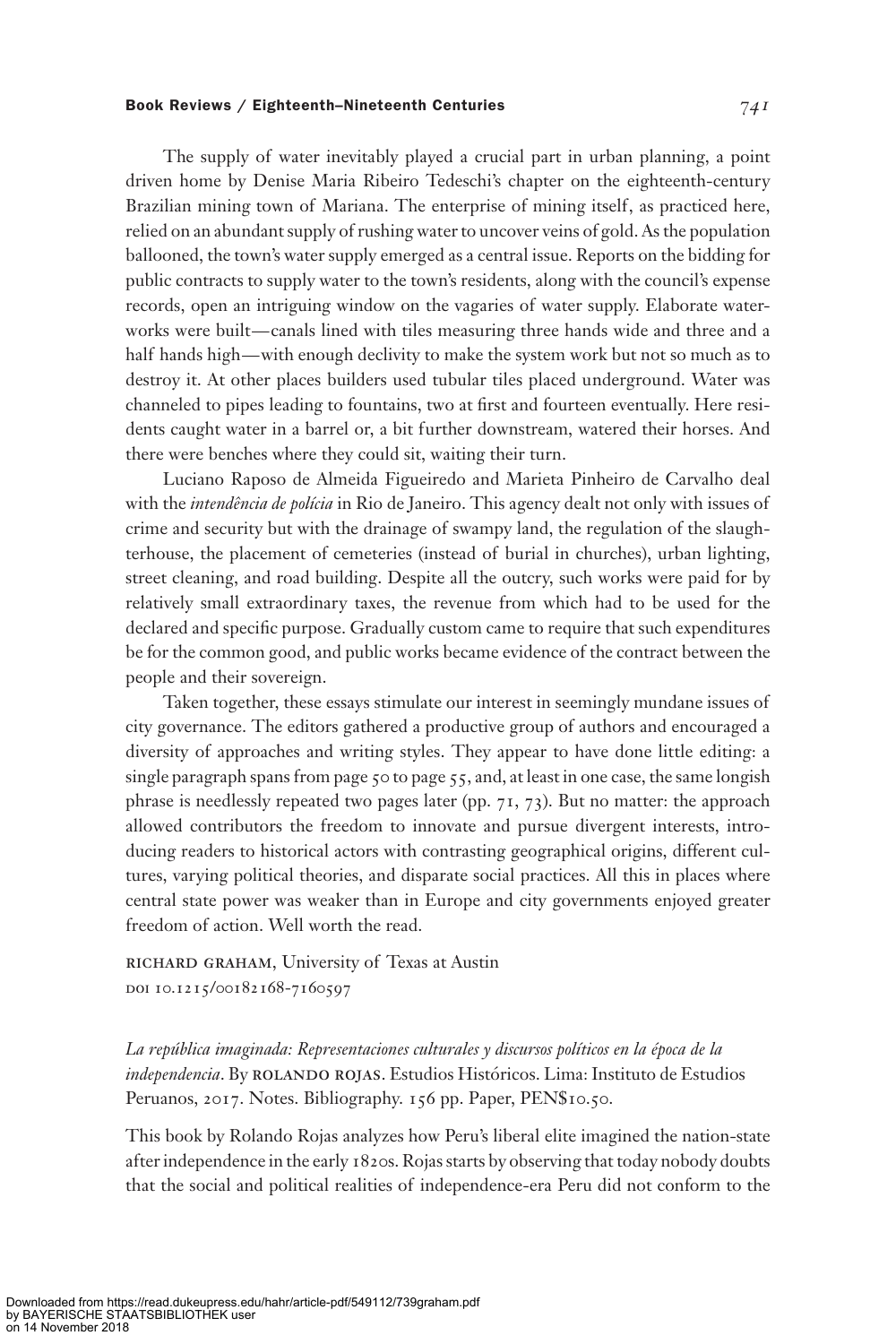The supply of water inevitably played a crucial part in urban planning, a point driven home by Denise Maria Ribeiro Tedeschi's chapter on the eighteenth-century Brazilian mining town of Mariana. The enterprise of mining itself, as practiced here, relied on an abundant supply of rushing water to uncover veins of gold. As the population ballooned, the town's water supply emerged as a central issue. Reports on the bidding for public contracts to supply water to the town's residents, along with the council's expense records, open an intriguing window on the vagaries of water supply. Elaborate waterworks were built—canals lined with tiles measuring three hands wide and three and a half hands high—with enough declivity to make the system work but not so much as to destroy it. At other places builders used tubular tiles placed underground. Water was channeled to pipes leading to fountains, two at first and fourteen eventually. Here residents caught water in a barrel or, a bit further downstream, watered their horses. And there were benches where they could sit, waiting their turn.

Luciano Raposo de Almeida Figueiredo and Marieta Pinheiro de Carvalho deal with the *intendência de polícia* in Rio de Janeiro. This agency dealt not only with issues of crime and security but with the drainage of swampy land, the regulation of the slaughterhouse, the placement of cemeteries (instead of burial in churches), urban lighting, street cleaning, and road building. Despite all the outcry, such works were paid for by relatively small extraordinary taxes, the revenue from which had to be used for the declared and specific purpose. Gradually custom came to require that such expenditures be for the common good, and public works became evidence of the contract between the people and their sovereign.

Taken together, these essays stimulate our interest in seemingly mundane issues of city governance. The editors gathered a productive group of authors and encouraged a diversity of approaches and writing styles. They appear to have done little editing: a single paragraph spans from page 50 to page 55, and, at least in one case, the same longish phrase is needlessly repeated two pages later (pp. 71, 73). But no matter: the approach allowed contributors the freedom to innovate and pursue divergent interests, introducing readers to historical actors with contrasting geographical origins, different cultures, varying political theories, and disparate social practices. All this in places where central state power was weaker than in Europe and city governments enjoyed greater freedom of action. Well worth the read.

RICHARD GRAHAM, University of Texas at Austin
DOI 10.1215/00182168-7160597

*La república imaginada: Representaciones culturales y discursos políticos en la época de la independencia*. By ROLANDO ROJAS. Estudios Históricos. Lima: Instituto de Estudios Peruanos, 2017. Notes. Bibliography. 156 pp. Paper, PEN$10.50.

This book by Rolando Rojas analyzes how Peru's liberal elite imagined the nation-state after independence in the early 1820s. Rojas starts by observing that today nobody doubts that the social and political realities of independence-era Peru did not conform to the